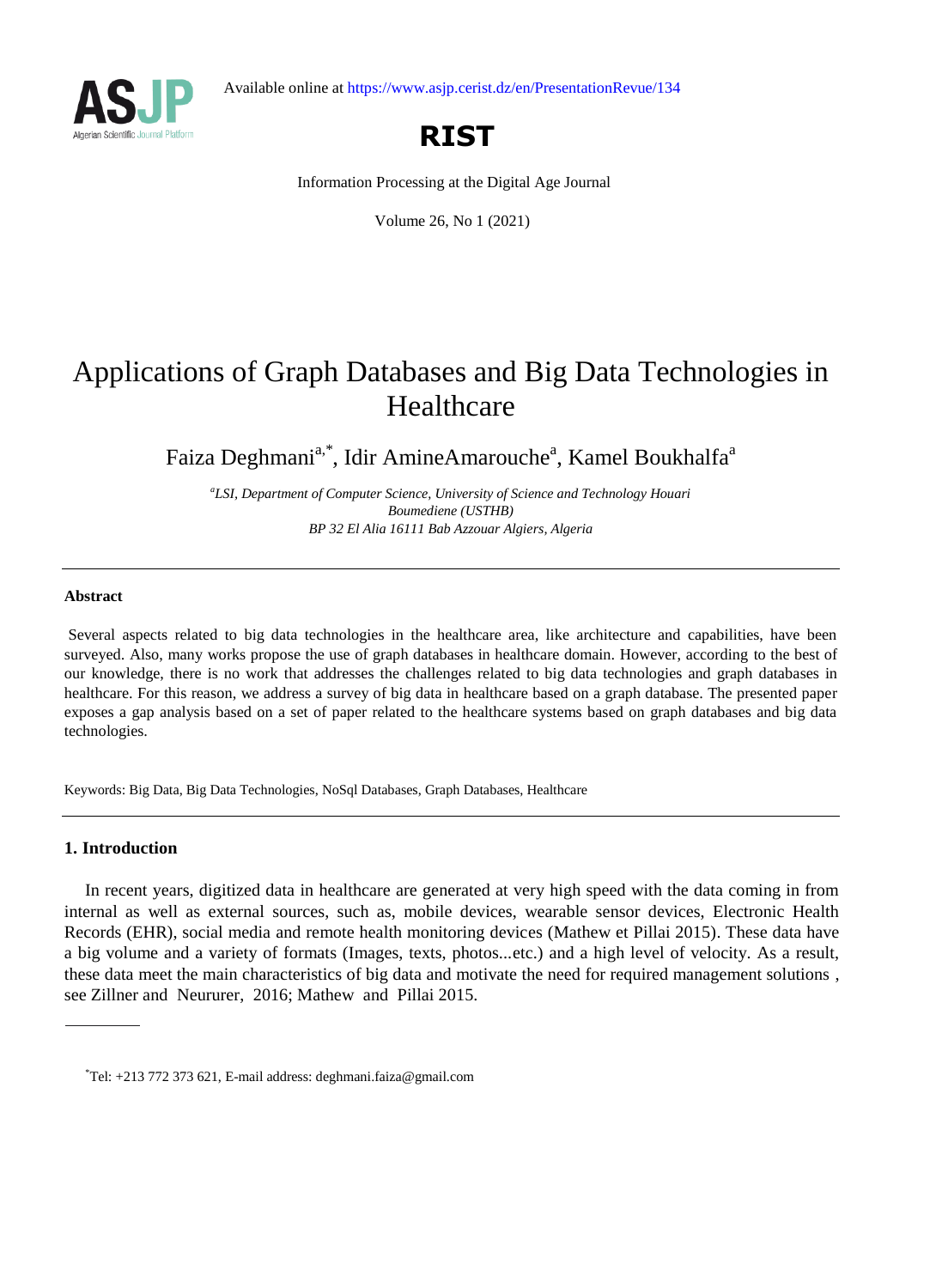# Applications of Graph Databases and Big Data Technologies in Healthcare

Faiza Deghmani[a,*], Idir AmineAmarouche[a], Kamel Boukhalfa[a]

[a] *LSI, Department of Computer Science, University of Science and Technology Houari Boumediene (USTHB)*
*BP 32 El Alia 16111 Bab Azzouar Algiers, Algeria*

---

**Abstract**

Several aspects related to big data technologies in the healthcare area, like architecture and capabilities, have been surveyed. Also, many works propose the use of graph databases in healthcare domain. However, according to the best of our knowledge, there is no work that addresses the challenges related to big data technologies and graph databases in healthcare. For this reason, we address a survey of big data in healthcare based on a graph database. The presented paper exposes a gap analysis based on a set of paper related to the healthcare systems based on graph databases and big data technologies.

Keywords: Big Data, Big Data Technologies, NoSql Databases, Graph Databases, Healthcare

---

## 1. Introduction

In recent years, digitized data in healthcare are generated at very high speed with the data coming in from internal as well as external sources, such as, mobile devices, wearable sensor devices, Electronic Health Records (EHR), social media and remote health monitoring devices (Mathew et Pillai 2015). These data have a big volume and a variety of formats (Images, texts, photos...etc.) and a high level of velocity. As a result, these data meet the main characteristics of big data and motivate the need for required management solutions , see Zillner and Neururer, 2016; Mathew and Pillai 2015.

---

[*] Tel: +213 772 373 621, E-mail address: deghmani.faiza@gmail.com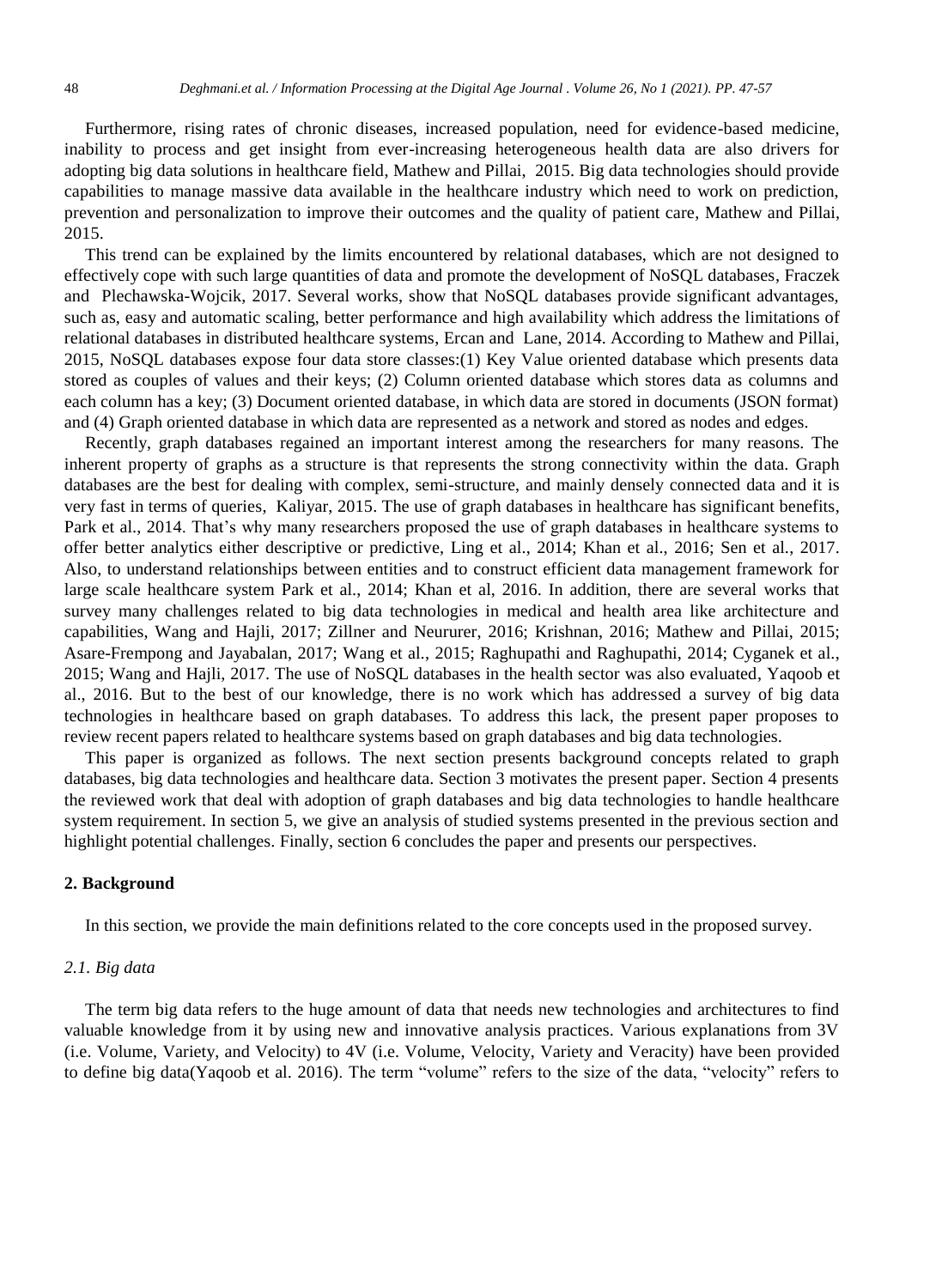Furthermore, rising rates of chronic diseases, increased population, need for evidence-based medicine, inability to process and get insight from ever-increasing heterogeneous health data are also drivers for adopting big data solutions in healthcare field, Mathew and Pillai, 2015. Big data technologies should provide capabilities to manage massive data available in the healthcare industry which need to work on prediction, prevention and personalization to improve their outcomes and the quality of patient care, Mathew and Pillai, 2015.

This trend can be explained by the limits encountered by relational databases, which are not designed to effectively cope with such large quantities of data and promote the development of NoSQL databases, Fraczek and Plechawska-Wojcik, 2017. Several works, show that NoSQL databases provide significant advantages, such as, easy and automatic scaling, better performance and high availability which address the limitations of relational databases in distributed healthcare systems, Ercan and Lane, 2014. According to Mathew and Pillai, 2015, NoSQL databases expose four data store classes:(1) Key Value oriented database which presents data stored as couples of values and their keys; (2) Column oriented database which stores data as columns and each column has a key; (3) Document oriented database, in which data are stored in documents (JSON format) and (4) Graph oriented database in which data are represented as a network and stored as nodes and edges.

Recently, graph databases regained an important interest among the researchers for many reasons. The inherent property of graphs as a structure is that represents the strong connectivity within the data. Graph databases are the best for dealing with complex, semi-structure, and mainly densely connected data and it is very fast in terms of queries, Kaliyar, 2015. The use of graph databases in healthcare has significant benefits, Park et al., 2014. That's why many researchers proposed the use of graph databases in healthcare systems to offer better analytics either descriptive or predictive, Ling et al., 2014; Khan et al., 2016; Sen et al., 2017. Also, to understand relationships between entities and to construct efficient data management framework for large scale healthcare system Park et al., 2014; Khan et al, 2016. In addition, there are several works that survey many challenges related to big data technologies in medical and health area like architecture and capabilities, Wang and Hajli, 2017; Zillner and Neururer, 2016; Krishnan, 2016; Mathew and Pillai, 2015; Asare-Frempong and Jayabalan, 2017; Wang et al., 2015; Raghupathi and Raghupathi, 2014; Cyganek et al., 2015; Wang and Hajli, 2017. The use of NoSQL databases in the health sector was also evaluated, Yaqoob et al., 2016. But to the best of our knowledge, there is no work which has addressed a survey of big data technologies in healthcare based on graph databases. To address this lack, the present paper proposes to review recent papers related to healthcare systems based on graph databases and big data technologies.

This paper is organized as follows. The next section presents background concepts related to graph databases, big data technologies and healthcare data. Section 3 motivates the present paper. Section 4 presents the reviewed work that deal with adoption of graph databases and big data technologies to handle healthcare system requirement. In section 5, we give an analysis of studied systems presented in the previous section and highlight potential challenges. Finally, section 6 concludes the paper and presents our perspectives.

## 2. Background

In this section, we provide the main definitions related to the core concepts used in the proposed survey.

### *2.1. Big data*

The term big data refers to the huge amount of data that needs new technologies and architectures to find valuable knowledge from it by using new and innovative analysis practices. Various explanations from 3V (i.e. Volume, Variety, and Velocity) to 4V (i.e. Volume, Velocity, Variety and Veracity) have been provided to define big data(Yaqoob et al. 2016). The term "volume" refers to the size of the data, "velocity" refers to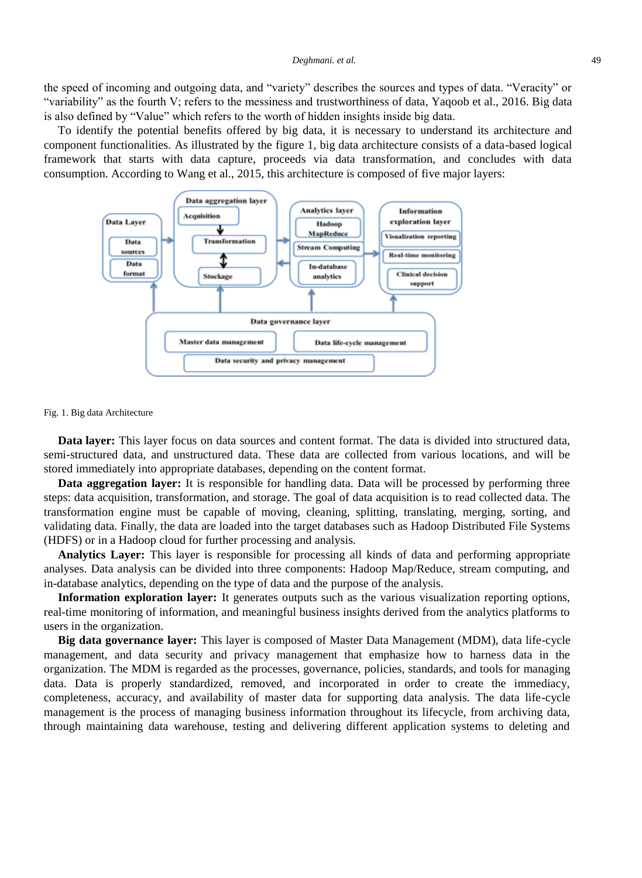the speed of incoming and outgoing data, and "variety" describes the sources and types of data. "Veracity" or "variability" as the fourth V; refers to the messiness and trustworthiness of data, Yaqoob et al., 2016. Big data is also defined by "Value" which refers to the worth of hidden insights inside big data.

To identify the potential benefits offered by big data, it is necessary to understand its architecture and component functionalities. As illustrated by the figure 1, big data architecture consists of a data-based logical framework that starts with data capture, proceeds via data transformation, and concludes with data consumption. According to Wang et al., 2015, this architecture is composed of five major layers:

Fig. 1. Big data Architecture

**Data layer:** This layer focus on data sources and content format. The data is divided into structured data, semi-structured data, and unstructured data. These data are collected from various locations, and will be stored immediately into appropriate databases, depending on the content format.

**Data aggregation layer:** It is responsible for handling data. Data will be processed by performing three steps: data acquisition, transformation, and storage. The goal of data acquisition is to read collected data. The transformation engine must be capable of moving, cleaning, splitting, translating, merging, sorting, and validating data. Finally, the data are loaded into the target databases such as Hadoop Distributed File Systems (HDFS) or in a Hadoop cloud for further processing and analysis.

**Analytics Layer:** This layer is responsible for processing all kinds of data and performing appropriate analyses. Data analysis can be divided into three components: Hadoop Map/Reduce, stream computing, and in-database analytics, depending on the type of data and the purpose of the analysis.

**Information exploration layer:** It generates outputs such as the various visualization reporting options, real-time monitoring of information, and meaningful business insights derived from the analytics platforms to users in the organization.

**Big data governance layer:** This layer is composed of Master Data Management (MDM), data life-cycle management, and data security and privacy management that emphasize how to harness data in the organization. The MDM is regarded as the processes, governance, policies, standards, and tools for managing data. Data is properly standardized, removed, and incorporated in order to create the immediacy, completeness, accuracy, and availability of master data for supporting data analysis. The data life-cycle management is the process of managing business information throughout its lifecycle, from archiving data, through maintaining data warehouse, testing and delivering different application systems to deleting and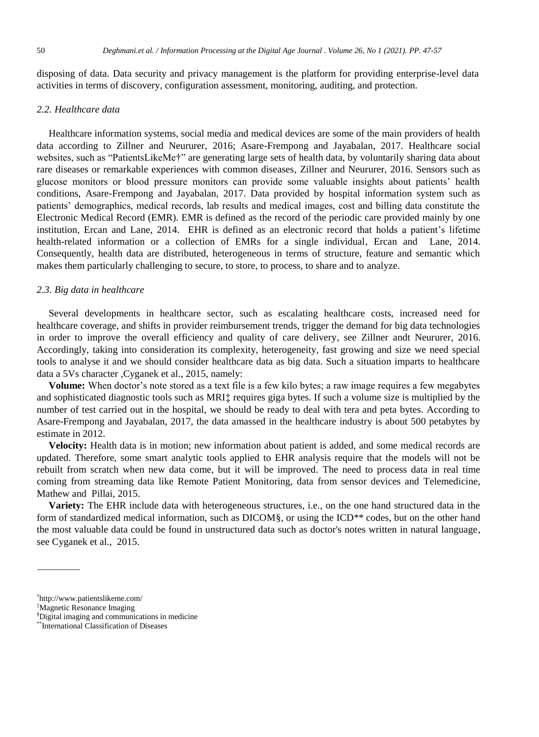disposing of data. Data security and privacy management is the platform for providing enterprise-level data activities in terms of discovery, configuration assessment, monitoring, auditing, and protection.

### *2.2. Healthcare data*

Healthcare information systems, social media and medical devices are some of the main providers of health data according to Zillner and Neururer, 2016; Asare-Frempong and Jayabalan, 2017. Healthcare social websites, such as "PatientsLikeMe†" are generating large sets of health data, by voluntarily sharing data about rare diseases or remarkable experiences with common diseases, Zillner and Neururer, 2016. Sensors such as glucose monitors or blood pressure monitors can provide some valuable insights about patients' health conditions, Asare-Frempong and Jayabalan, 2017. Data provided by hospital information system such as patients' demographics, medical records, lab results and medical images, cost and billing data constitute the Electronic Medical Record (EMR). EMR is defined as the record of the periodic care provided mainly by one institution, Ercan and Lane, 2014. EHR is defined as an electronic record that holds a patient's lifetime health-related information or a collection of EMRs for a single individual, Ercan and Lane, 2014. Consequently, health data are distributed, heterogeneous in terms of structure, feature and semantic which makes them particularly challenging to secure, to store, to process, to share and to analyze.

### *2.3. Big data in healthcare*

Several developments in healthcare sector, such as escalating healthcare costs, increased need for healthcare coverage, and shifts in provider reimbursement trends, trigger the demand for big data technologies in order to improve the overall efficiency and quality of care delivery, see Zillner andt Neururer, 2016. Accordingly, taking into consideration its complexity, heterogeneity, fast growing and size we need special tools to analyse it and we should consider healthcare data as big data. Such a situation imparts to healthcare data a 5Vs character ,Cyganek et al., 2015, namely:

**Volume:** When doctor's note stored as a text file is a few kilo bytes; a raw image requires a few megabytes and sophisticated diagnostic tools such as MRI‡ requires giga bytes. If such a volume size is multiplied by the number of test carried out in the hospital, we should be ready to deal with tera and peta bytes. According to Asare-Frempong and Jayabalan, 2017, the data amassed in the healthcare industry is about 500 petabytes by estimate in 2012.

**Velocity:** Health data is in motion; new information about patient is added, and some medical records are updated. Therefore, some smart analytic tools applied to EHR analysis require that the models will not be rebuilt from scratch when new data come, but it will be improved. The need to process data in real time coming from streaming data like Remote Patient Monitoring, data from sensor devices and Telemedicine, Mathew and Pillai, 2015.

**Variety:** The EHR include data with heterogeneous structures, i.e., on the one hand structured data in the form of standardized medical information, such as DICOM§, or using the ICD** codes, but on the other hand the most valuable data could be found in unstructured data such as doctor's notes written in natural language, see Cyganek et al., 2015.

---

† http://www.patientslikeme.com/

‡ Magnetic Resonance Imaging

§ Digital imaging and communications in medicine

** International Classification of Diseases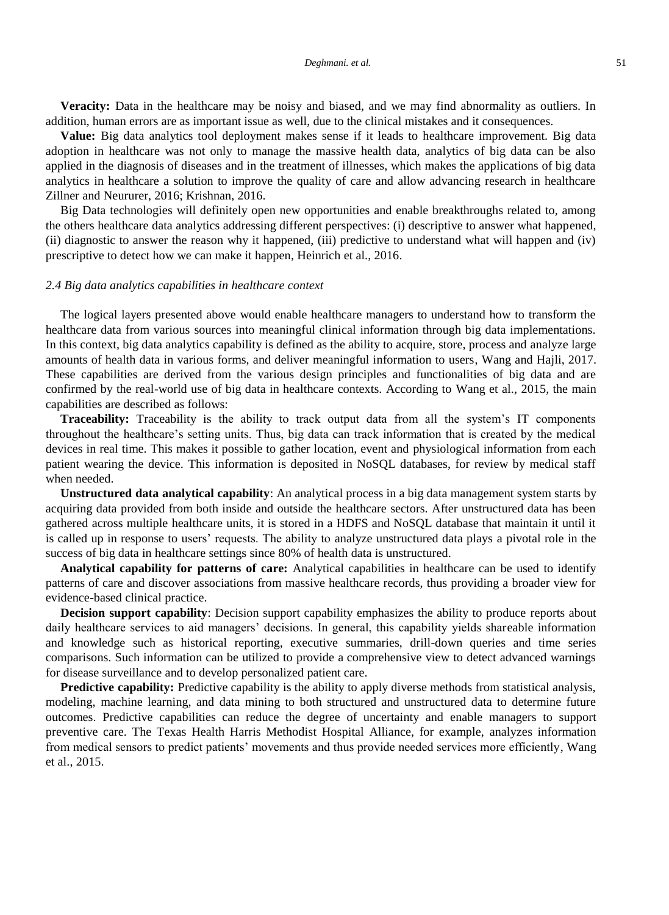**Veracity:** Data in the healthcare may be noisy and biased, and we may find abnormality as outliers. In addition, human errors are as important issue as well, due to the clinical mistakes and it consequences.

**Value:** Big data analytics tool deployment makes sense if it leads to healthcare improvement. Big data adoption in healthcare was not only to manage the massive health data, analytics of big data can be also applied in the diagnosis of diseases and in the treatment of illnesses, which makes the applications of big data analytics in healthcare a solution to improve the quality of care and allow advancing research in healthcare Zillner and Neururer, 2016; Krishnan, 2016.

Big Data technologies will definitely open new opportunities and enable breakthroughs related to, among the others healthcare data analytics addressing different perspectives: (i) descriptive to answer what happened, (ii) diagnostic to answer the reason why it happened, (iii) predictive to understand what will happen and (iv) prescriptive to detect how we can make it happen, Heinrich et al., 2016.

### *2.4 Big data analytics capabilities in healthcare context*

The logical layers presented above would enable healthcare managers to understand how to transform the healthcare data from various sources into meaningful clinical information through big data implementations. In this context, big data analytics capability is defined as the ability to acquire, store, process and analyze large amounts of health data in various forms, and deliver meaningful information to users, Wang and Hajli, 2017. These capabilities are derived from the various design principles and functionalities of big data and are confirmed by the real-world use of big data in healthcare contexts. According to Wang et al., 2015, the main capabilities are described as follows:

**Traceability:** Traceability is the ability to track output data from all the system's IT components throughout the healthcare's setting units. Thus, big data can track information that is created by the medical devices in real time. This makes it possible to gather location, event and physiological information from each patient wearing the device. This information is deposited in NoSQL databases, for review by medical staff when needed.

**Unstructured data analytical capability**: An analytical process in a big data management system starts by acquiring data provided from both inside and outside the healthcare sectors. After unstructured data has been gathered across multiple healthcare units, it is stored in a HDFS and NoSQL database that maintain it until it is called up in response to users' requests. The ability to analyze unstructured data plays a pivotal role in the success of big data in healthcare settings since 80% of health data is unstructured.

**Analytical capability for patterns of care:** Analytical capabilities in healthcare can be used to identify patterns of care and discover associations from massive healthcare records, thus providing a broader view for evidence-based clinical practice.

**Decision support capability**: Decision support capability emphasizes the ability to produce reports about daily healthcare services to aid managers' decisions. In general, this capability yields shareable information and knowledge such as historical reporting, executive summaries, drill-down queries and time series comparisons. Such information can be utilized to provide a comprehensive view to detect advanced warnings for disease surveillance and to develop personalized patient care.

**Predictive capability:** Predictive capability is the ability to apply diverse methods from statistical analysis, modeling, machine learning, and data mining to both structured and unstructured data to determine future outcomes. Predictive capabilities can reduce the degree of uncertainty and enable managers to support preventive care. The Texas Health Harris Methodist Hospital Alliance, for example, analyzes information from medical sensors to predict patients' movements and thus provide needed services more efficiently, Wang et al., 2015.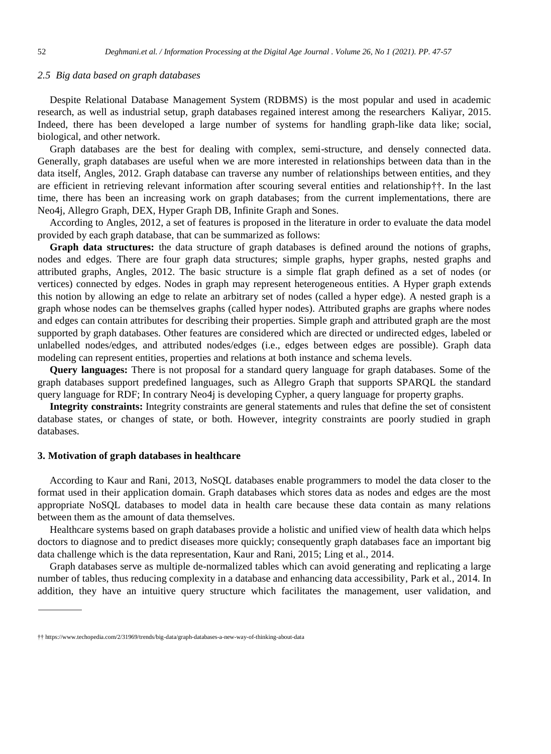### *2.5 Big data based on graph databases*

Despite Relational Database Management System (RDBMS) is the most popular and used in academic research, as well as industrial setup, graph databases regained interest among the researchers Kaliyar, 2015. Indeed, there has been developed a large number of systems for handling graph-like data like; social, biological, and other network.

Graph databases are the best for dealing with complex, semi-structure, and densely connected data. Generally, graph databases are useful when we are more interested in relationships between data than in the data itself, Angles, 2012. Graph database can traverse any number of relationships between entities, and they are efficient in retrieving relevant information after scouring several entities and relationship††. In the last time, there has been an increasing work on graph databases; from the current implementations, there are Neo4j, Allegro Graph, DEX, Hyper Graph DB, Infinite Graph and Sones.

According to Angles, 2012, a set of features is proposed in the literature in order to evaluate the data model provided by each graph database, that can be summarized as follows:

**Graph data structures:** the data structure of graph databases is defined around the notions of graphs, nodes and edges. There are four graph data structures; simple graphs, hyper graphs, nested graphs and attributed graphs, Angles, 2012. The basic structure is a simple flat graph defined as a set of nodes (or vertices) connected by edges. Nodes in graph may represent heterogeneous entities. A Hyper graph extends this notion by allowing an edge to relate an arbitrary set of nodes (called a hyper edge). A nested graph is a graph whose nodes can be themselves graphs (called hyper nodes). Attributed graphs are graphs where nodes and edges can contain attributes for describing their properties. Simple graph and attributed graph are the most supported by graph databases. Other features are considered which are directed or undirected edges, labeled or unlabelled nodes/edges, and attributed nodes/edges (i.e., edges between edges are possible). Graph data modeling can represent entities, properties and relations at both instance and schema levels.

**Query languages:** There is not proposal for a standard query language for graph databases. Some of the graph databases support predefined languages, such as Allegro Graph that supports SPARQL the standard query language for RDF; In contrary Neo4j is developing Cypher, a query language for property graphs.

**Integrity constraints:** Integrity constraints are general statements and rules that define the set of consistent database states, or changes of state, or both. However, integrity constraints are poorly studied in graph databases.

## 3. Motivation of graph databases in healthcare

According to Kaur and Rani, 2013, NoSQL databases enable programmers to model the data closer to the format used in their application domain. Graph databases which stores data as nodes and edges are the most appropriate NoSQL databases to model data in health care because these data contain as many relations between them as the amount of data themselves.

Healthcare systems based on graph databases provide a holistic and unified view of health data which helps doctors to diagnose and to predict diseases more quickly; consequently graph databases face an important big data challenge which is the data representation, Kaur and Rani, 2015; Ling et al., 2014.

Graph databases serve as multiple de-normalized tables which can avoid generating and replicating a large number of tables, thus reducing complexity in a database and enhancing data accessibility, Park et al., 2014. In addition, they have an intuitive query structure which facilitates the management, user validation, and

†† https://www.techopedia.com/2/31969/trends/big-data/graph-databases-a-new-way-of-thinking-about-data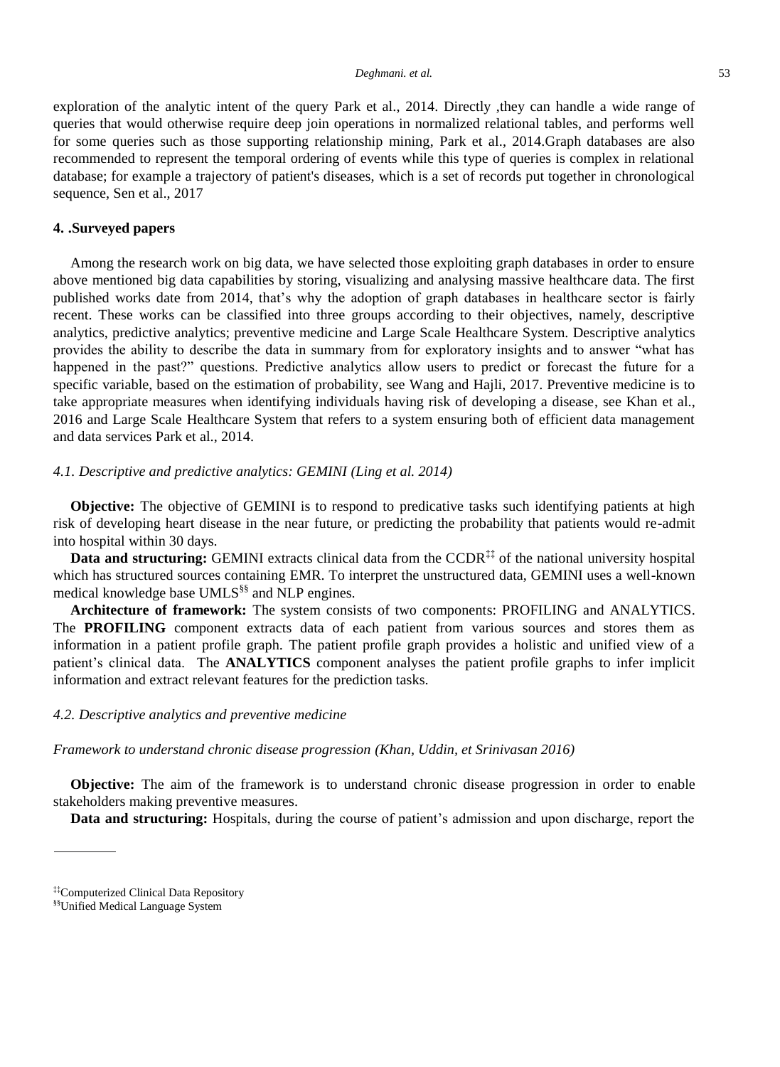exploration of the analytic intent of the query Park et al., 2014. Directly ,they can handle a wide range of queries that would otherwise require deep join operations in normalized relational tables, and performs well for some queries such as those supporting relationship mining, Park et al., 2014.Graph databases are also recommended to represent the temporal ordering of events while this type of queries is complex in relational database; for example a trajectory of patient's diseases, which is a set of records put together in chronological sequence, Sen et al., 2017

## 4. .Surveyed papers

Among the research work on big data, we have selected those exploiting graph databases in order to ensure above mentioned big data capabilities by storing, visualizing and analysing massive healthcare data. The first published works date from 2014, that's why the adoption of graph databases in healthcare sector is fairly recent. These works can be classified into three groups according to their objectives, namely, descriptive analytics, predictive analytics; preventive medicine and Large Scale Healthcare System. Descriptive analytics provides the ability to describe the data in summary from for exploratory insights and to answer "what has happened in the past?" questions. Predictive analytics allow users to predict or forecast the future for a specific variable, based on the estimation of probability, see Wang and Hajli, 2017. Preventive medicine is to take appropriate measures when identifying individuals having risk of developing a disease, see Khan et al., 2016 and Large Scale Healthcare System that refers to a system ensuring both of efficient data management and data services Park et al., 2014.

### *4.1. Descriptive and predictive analytics: GEMINI (Ling et al. 2014)*

**Objective:** The objective of GEMINI is to respond to predicative tasks such identifying patients at high risk of developing heart disease in the near future, or predicting the probability that patients would re-admit into hospital within 30 days.

**Data and structuring:** GEMINI extracts clinical data from the CCDR[‡‡] of the national university hospital which has structured sources containing EMR. To interpret the unstructured data, GEMINI uses a well-known medical knowledge base UMLS[§§] and NLP engines.

**Architecture of framework:** The system consists of two components: PROFILING and ANALYTICS. The **PROFILING** component extracts data of each patient from various sources and stores them as information in a patient profile graph. The patient profile graph provides a holistic and unified view of a patient's clinical data. The **ANALYTICS** component analyses the patient profile graphs to infer implicit information and extract relevant features for the prediction tasks.

### *4.2. Descriptive analytics and preventive medicine*

*Framework to understand chronic disease progression (Khan, Uddin, et Srinivasan 2016)*

**Objective:** The aim of the framework is to understand chronic disease progression in order to enable stakeholders making preventive measures.

**Data and structuring:** Hospitals, during the course of patient's admission and upon discharge, report the

[‡‡]Computerized Clinical Data Repository

[§§]Unified Medical Language System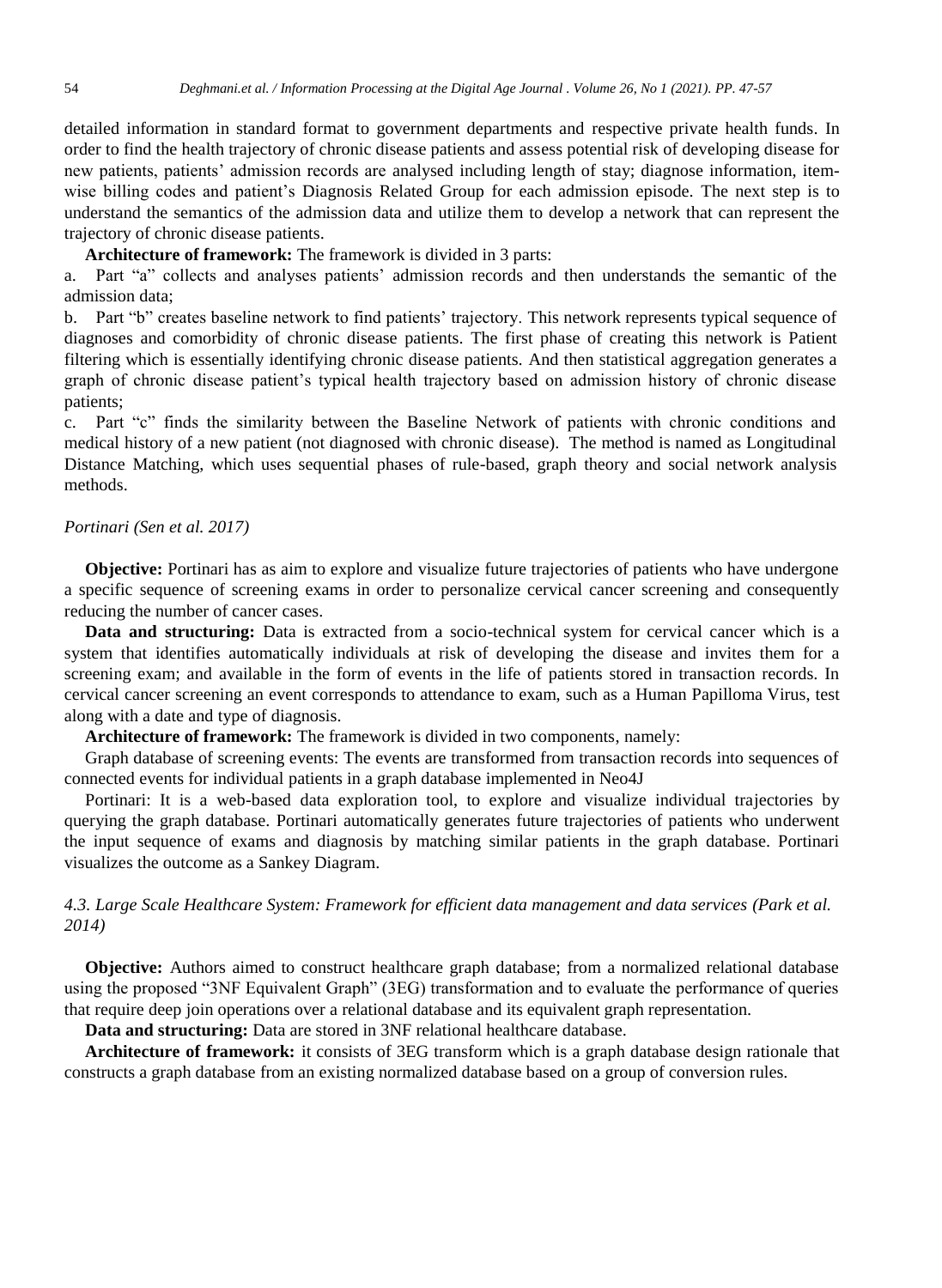detailed information in standard format to government departments and respective private health funds. In order to find the health trajectory of chronic disease patients and assess potential risk of developing disease for new patients, patients' admission records are analysed including length of stay; diagnose information, item-wise billing codes and patient's Diagnosis Related Group for each admission episode. The next step is to understand the semantics of the admission data and utilize them to develop a network that can represent the trajectory of chronic disease patients.

**Architecture of framework:** The framework is divided in 3 parts:

a. Part "a" collects and analyses patients' admission records and then understands the semantic of the admission data;

b. Part "b" creates baseline network to find patients' trajectory. This network represents typical sequence of diagnoses and comorbidity of chronic disease patients. The first phase of creating this network is Patient filtering which is essentially identifying chronic disease patients. And then statistical aggregation generates a graph of chronic disease patient's typical health trajectory based on admission history of chronic disease patients;

c. Part "c" finds the similarity between the Baseline Network of patients with chronic conditions and medical history of a new patient (not diagnosed with chronic disease). The method is named as Longitudinal Distance Matching, which uses sequential phases of rule-based, graph theory and social network analysis methods.

*Portinari (Sen et al. 2017)*

**Objective:** Portinari has as aim to explore and visualize future trajectories of patients who have undergone a specific sequence of screening exams in order to personalize cervical cancer screening and consequently reducing the number of cancer cases.

**Data and structuring:** Data is extracted from a socio-technical system for cervical cancer which is a system that identifies automatically individuals at risk of developing the disease and invites them for a screening exam; and available in the form of events in the life of patients stored in transaction records. In cervical cancer screening an event corresponds to attendance to exam, such as a Human Papilloma Virus, test along with a date and type of diagnosis.

**Architecture of framework:** The framework is divided in two components, namely:

Graph database of screening events: The events are transformed from transaction records into sequences of connected events for individual patients in a graph database implemented in Neo4J

Portinari: It is a web-based data exploration tool, to explore and visualize individual trajectories by querying the graph database. Portinari automatically generates future trajectories of patients who underwent the input sequence of exams and diagnosis by matching similar patients in the graph database. Portinari visualizes the outcome as a Sankey Diagram.

### *4.3. Large Scale Healthcare System: Framework for efficient data management and data services (Park et al. 2014)*

**Objective:** Authors aimed to construct healthcare graph database; from a normalized relational database using the proposed "3NF Equivalent Graph" (3EG) transformation and to evaluate the performance of queries that require deep join operations over a relational database and its equivalent graph representation.

**Data and structuring:** Data are stored in 3NF relational healthcare database.

**Architecture of framework:** it consists of 3EG transform which is a graph database design rationale that constructs a graph database from an existing normalized database based on a group of conversion rules.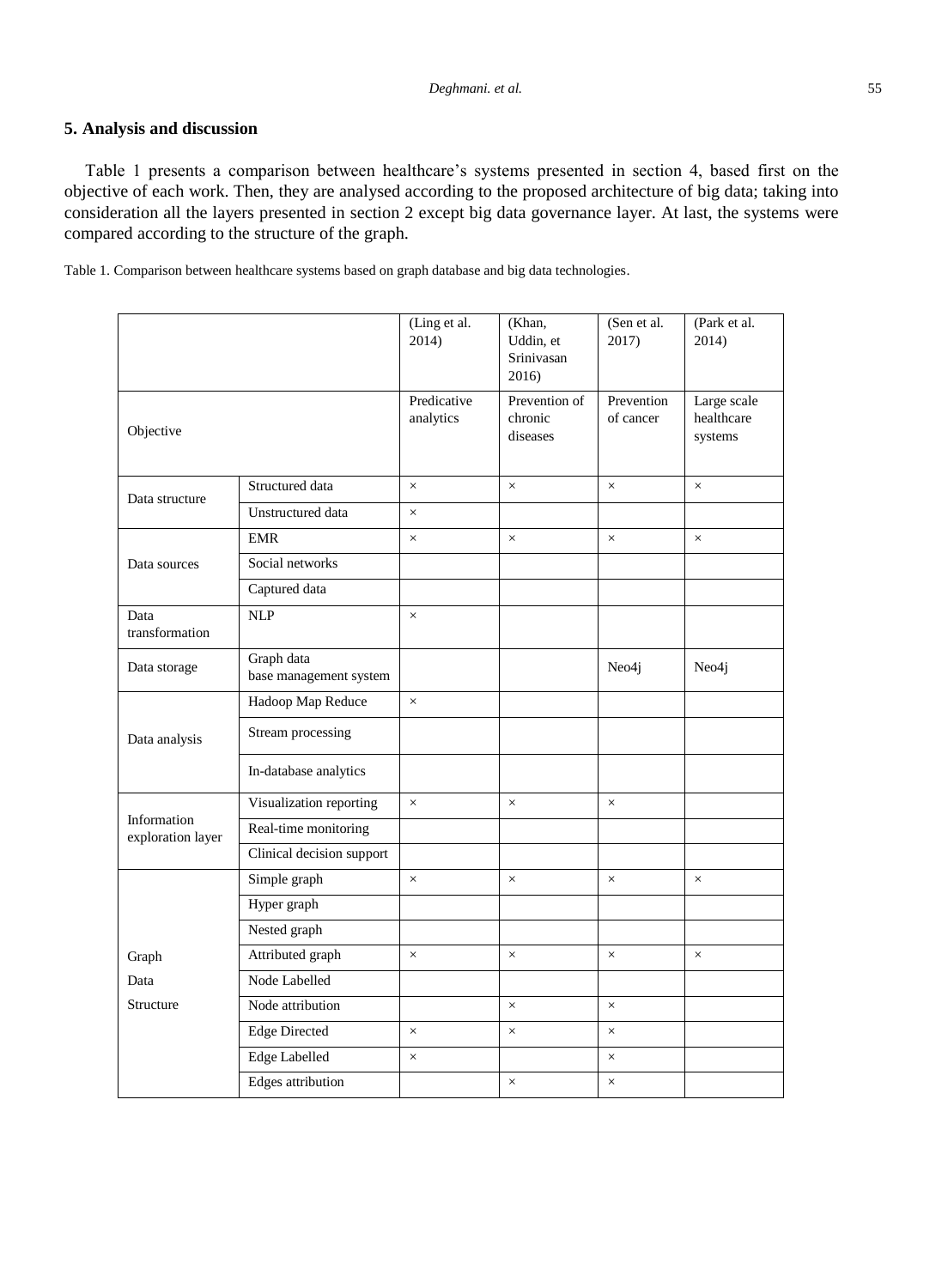## 5. Analysis and discussion

Table 1 presents a comparison between healthcare's systems presented in section 4, based first on the objective of each work. Then, they are analysed according to the proposed architecture of big data; taking into consideration all the layers presented in section 2 except big data governance layer. At last, the systems were compared according to the structure of the graph.

Table 1. Comparison between healthcare systems based on graph database and big data technologies.

| | | (Ling et al. 2014) | (Khan, Uddin, et Srinivasan 2016) | (Sen et al. 2017) | (Park et al. 2014) |
|---|---|---|---|---|---|
| Objective | | Predicative analytics | Prevention of chronic diseases | Prevention of cancer | Large scale healthcare systems |
| Data structure | Structured data | × | × | × | × |
| | Unstructured data | × | | | |
| Data sources | EMR | × | × | × | × |
| | Social networks | | | | |
| | Captured data | | | | |
| Data transformation | NLP | × | | | |
| Data storage | Graph data base management system | | | Neo4j | Neo4j |
| Data analysis | Hadoop Map Reduce | × | | | |
| | Stream processing | | | | |
| | In-database analytics | | | | |
| Information exploration layer | Visualization reporting | × | × | × | |
| | Real-time monitoring | | | | |
| | Clinical decision support | | | | |
| Graph Data Structure | Simple graph | × | × | × | × |
| | Hyper graph | | | | |
| | Nested graph | | | | |
| | Attributed graph | × | × | × | × |
| | Node Labelled | | | | |
| | Node attribution | | × | × | |
| | Edge Directed | × | × | × | |
| | Edge Labelled | × | | × | |
| | Edges attribution | | × | × | |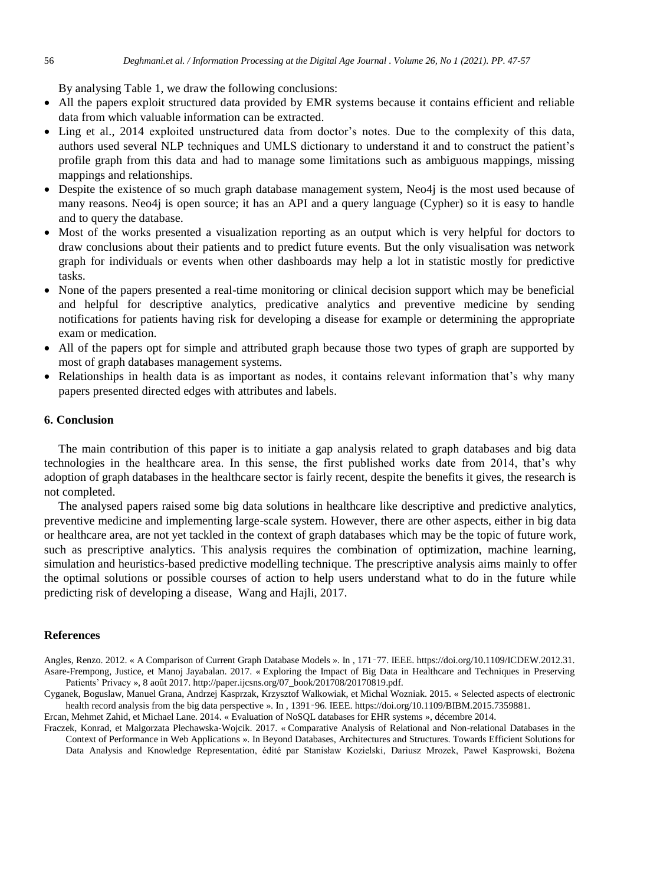By analysing Table 1, we draw the following conclusions:

- All the papers exploit structured data provided by EMR systems because it contains efficient and reliable data from which valuable information can be extracted.
- Ling et al., 2014 exploited unstructured data from doctor's notes. Due to the complexity of this data, authors used several NLP techniques and UMLS dictionary to understand it and to construct the patient's profile graph from this data and had to manage some limitations such as ambiguous mappings, missing mappings and relationships.
- Despite the existence of so much graph database management system, Neo4j is the most used because of many reasons. Neo4j is open source; it has an API and a query language (Cypher) so it is easy to handle and to query the database.
- Most of the works presented a visualization reporting as an output which is very helpful for doctors to draw conclusions about their patients and to predict future events. But the only visualisation was network graph for individuals or events when other dashboards may help a lot in statistic mostly for predictive tasks.
- None of the papers presented a real-time monitoring or clinical decision support which may be beneficial and helpful for descriptive analytics, predicative analytics and preventive medicine by sending notifications for patients having risk for developing a disease for example or determining the appropriate exam or medication.
- All of the papers opt for simple and attributed graph because those two types of graph are supported by most of graph databases management systems.
- Relationships in health data is as important as nodes, it contains relevant information that's why many papers presented directed edges with attributes and labels.

## 6. Conclusion

The main contribution of this paper is to initiate a gap analysis related to graph databases and big data technologies in the healthcare area. In this sense, the first published works date from 2014, that's why adoption of graph databases in the healthcare sector is fairly recent, despite the benefits it gives, the research is not completed.

The analysed papers raised some big data solutions in healthcare like descriptive and predictive analytics, preventive medicine and implementing large-scale system. However, there are other aspects, either in big data or healthcare area, are not yet tackled in the context of graph databases which may be the topic of future work, such as prescriptive analytics. This analysis requires the combination of optimization, machine learning, simulation and heuristics-based predictive modelling technique. The prescriptive analysis aims mainly to offer the optimal solutions or possible courses of action to help users understand what to do in the future while predicting risk of developing a disease, Wang and Hajli, 2017.

## References

Angles, Renzo. 2012. « A Comparison of Current Graph Database Models ». In , 171‑77. IEEE. https://doi.org/10.1109/ICDEW.2012.31.

Asare-Frempong, Justice, et Manoj Jayabalan. 2017. « Exploring the Impact of Big Data in Healthcare and Techniques in Preserving Patients' Privacy », 8 août 2017. http://paper.ijcsns.org/07_book/201708/20170819.pdf.

Cyganek, Boguslaw, Manuel Grana, Andrzej Kasprzak, Krzysztof Walkowiak, et Michal Wozniak. 2015. « Selected aspects of electronic health record analysis from the big data perspective ». In , 1391‑96. IEEE. https://doi.org/10.1109/BIBM.2015.7359881.

Ercan, Mehmet Zahid, et Michael Lane. 2014. « Evaluation of NoSQL databases for EHR systems », décembre 2014.

Fraczek, Konrad, et Malgorzata Plechawska-Wojcik. 2017. « Comparative Analysis of Relational and Non-relational Databases in the Context of Performance in Web Applications ». In Beyond Databases, Architectures and Structures. Towards Efficient Solutions for Data Analysis and Knowledge Representation, édité par Stanisław Kozielski, Dariusz Mrozek, Paweł Kasprowski, Bożena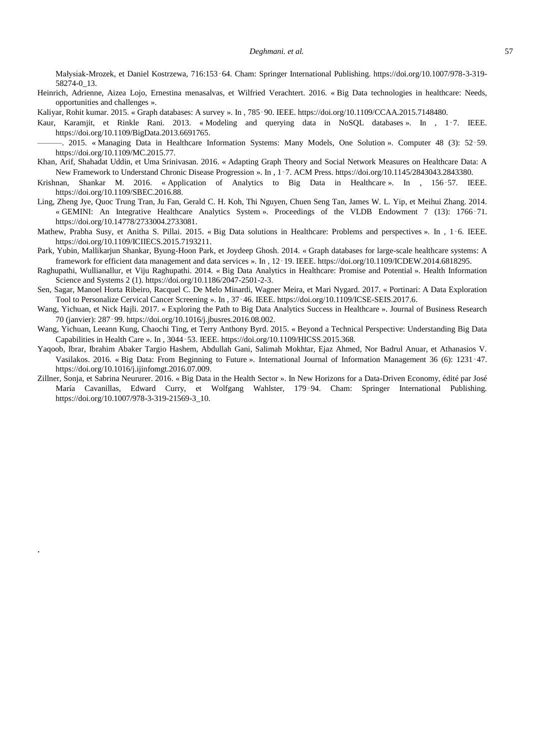Małysiak-Mrozek, et Daniel Kostrzewa, 716:153‑64. Cham: Springer International Publishing. https://doi.org/10.1007/978-3-319-58274-0_13.

Heinrich, Adrienne, Aizea Lojo, Ernestina menasalvas, et Wilfried Verachtert. 2016. « Big Data technologies in healthcare: Needs, opportunities and challenges ».

Kaliyar, Rohit kumar. 2015. « Graph databases: A survey ». In , 785‑90. IEEE. https://doi.org/10.1109/CCAA.2015.7148480.

Kaur, Karamjit, et Rinkle Rani. 2013. « Modeling and querying data in NoSQL databases ». In , 1‑7. IEEE. https://doi.org/10.1109/BigData.2013.6691765.

———. 2015. « Managing Data in Healthcare Information Systems: Many Models, One Solution ». Computer 48 (3): 52‑59. https://doi.org/10.1109/MC.2015.77.

Khan, Arif, Shahadat Uddin, et Uma Srinivasan. 2016. « Adapting Graph Theory and Social Network Measures on Healthcare Data: A New Framework to Understand Chronic Disease Progression ». In , 1‑7. ACM Press. https://doi.org/10.1145/2843043.2843380.

Krishnan, Shankar M. 2016. « Application of Analytics to Big Data in Healthcare ». In , 156‑57. IEEE. https://doi.org/10.1109/SBEC.2016.88.

Ling, Zheng Jye, Quoc Trung Tran, Ju Fan, Gerald C. H. Koh, Thi Nguyen, Chuen Seng Tan, James W. L. Yip, et Meihui Zhang. 2014. « GEMINI: An Integrative Healthcare Analytics System ». Proceedings of the VLDB Endowment 7 (13): 1766‑71. https://doi.org/10.14778/2733004.2733081.

Mathew, Prabha Susy, et Anitha S. Pillai. 2015. « Big Data solutions in Healthcare: Problems and perspectives ». In , 1‑6. IEEE. https://doi.org/10.1109/ICIIECS.2015.7193211.

Park, Yubin, Mallikarjun Shankar, Byung-Hoon Park, et Joydeep Ghosh. 2014. « Graph databases for large-scale healthcare systems: A framework for efficient data management and data services ». In , 12‑19. IEEE. https://doi.org/10.1109/ICDEW.2014.6818295.

Raghupathi, Wullianallur, et Viju Raghupathi. 2014. « Big Data Analytics in Healthcare: Promise and Potential ». Health Information Science and Systems 2 (1). https://doi.org/10.1186/2047-2501-2-3.

Sen, Sagar, Manoel Horta Ribeiro, Racquel C. De Melo Minardi, Wagner Meira, et Mari Nygard. 2017. « Portinari: A Data Exploration Tool to Personalize Cervical Cancer Screening ». In , 37‑46. IEEE. https://doi.org/10.1109/ICSE-SEIS.2017.6.

Wang, Yichuan, et Nick Hajli. 2017. « Exploring the Path to Big Data Analytics Success in Healthcare ». Journal of Business Research 70 (janvier): 287‑99. https://doi.org/10.1016/j.jbusres.2016.08.002.

Wang, Yichuan, Leeann Kung, Chaochi Ting, et Terry Anthony Byrd. 2015. « Beyond a Technical Perspective: Understanding Big Data Capabilities in Health Care ». In , 3044‑53. IEEE. https://doi.org/10.1109/HICSS.2015.368.

Yaqoob, Ibrar, Ibrahim Abaker Targio Hashem, Abdullah Gani, Salimah Mokhtar, Ejaz Ahmed, Nor Badrul Anuar, et Athanasios V. Vasilakos. 2016. « Big Data: From Beginning to Future ». International Journal of Information Management 36 (6): 1231‑47. https://doi.org/10.1016/j.ijinfomgt.2016.07.009.

Zillner, Sonja, et Sabrina Neururer. 2016. « Big Data in the Health Sector ». In New Horizons for a Data-Driven Economy, édité par José María Cavanillas, Edward Curry, et Wolfgang Wahlster, 179‑94. Cham: Springer International Publishing. https://doi.org/10.1007/978-3-319-21569-3_10.

.